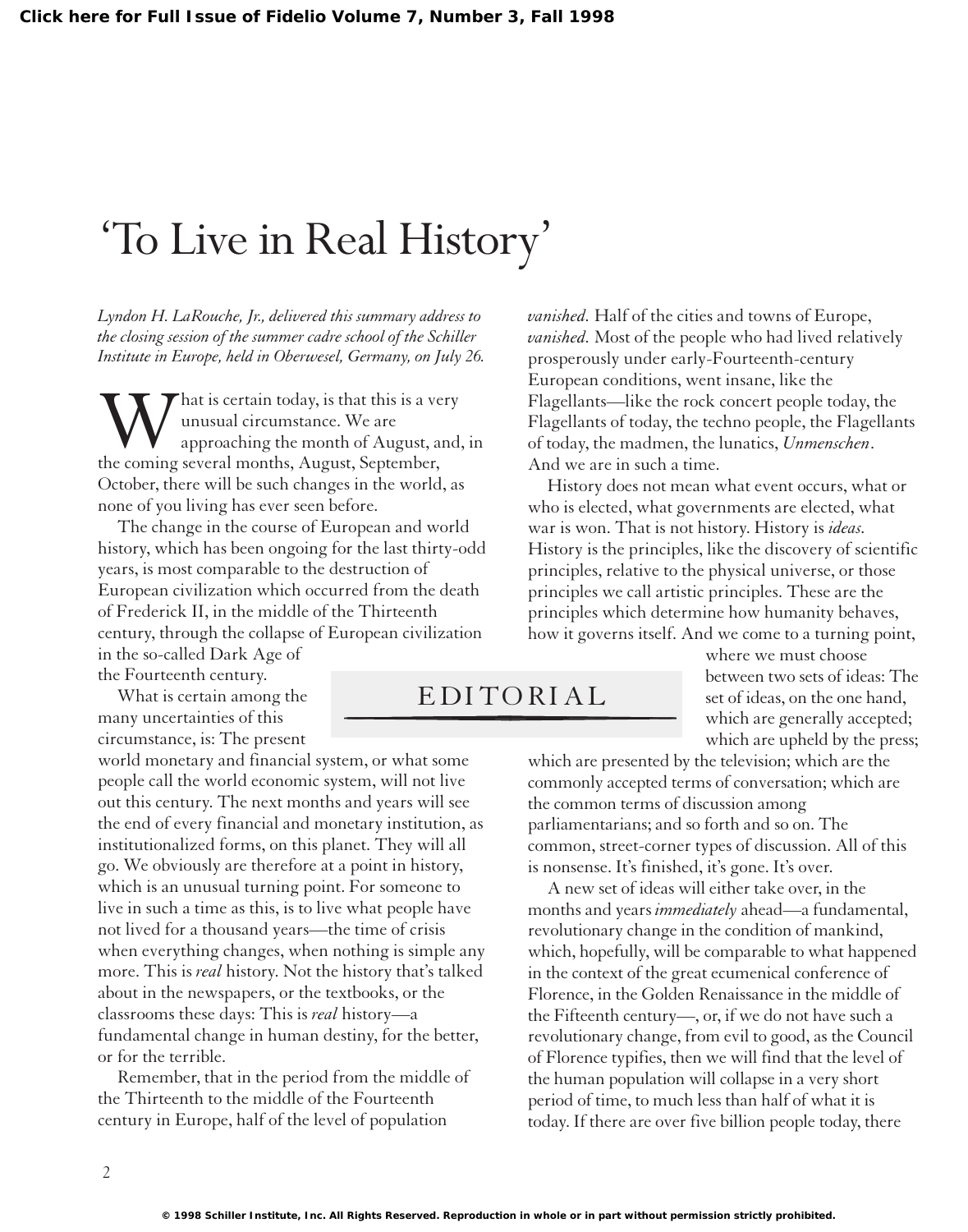# 'To Live in Real History'

*Lyndon H. LaRouche, Jr., delivered this summary address to the closing session of the summer cadre school of the Schiller Institute in Europe, held in Oberwesel, Germany, on July 26.*

## EDITORIAL

What is certain today, is that this is a very unusual circumstance. We are approaching the month of August, and, in the coming several months, August, September, October, there will be such changes in the world, as none of you living has ever seen before.

The change in the course of European and world history, which has been ongoing for the last thirty-odd years, is most comparable to the destruction of European civilization which occurred from the death of Frederick II, in the middle of the Thirteenth century, through the collapse of European civilization in the so-called Dark Age of the Fourteenth century.

What is certain among the many uncertainties of this circumstance, is: The present world monetary and financial system, or what some people call the world economic system, will not live out this century. The next months and years will see the end of every financial and monetary institution, as institutionalized forms, on this planet. They will all go. We obviously are therefore at a point in history, which is an unusual turning point. For someone to live in such a time as this, is to live what people have not lived for a thousand years—the time of crisis when everything changes, when nothing is simple any more. This is *real* history. Not the history that's talked about in the newspapers, or the textbooks, or the classrooms these days: This is *real* history—a fundamental change in human destiny, for the better, or for the terrible.

Remember, that in the period from the middle of the Thirteenth to the middle of the Fourteenth century in Europe, half of the level of population *vanished.* Half of the cities and towns of Europe, *vanished.* Most of the people who had lived relatively prosperously under early-Fourteenth-century European conditions, went insane, like the Flagellants—like the rock concert people today, the Flagellants of today, the techno people, the Flagellants of today, the madmen, the lunatics, *Unmenschen*. And we are in such a time.

History does not mean what event occurs, what or who is elected, what governments are elected, what war is won. That is not history. History is *ideas.* History is the principles, like the discovery of scientific principles, relative to the physical universe, or those principles we call artistic principles. These are the principles which determine how humanity behaves, how it governs itself. And we come to a turning point, where we must choose between two sets of ideas: The set of ideas, on the one hand, which are generally accepted; which are upheld by the press; which are presented by the television; which are the commonly accepted terms of conversation; which are the common terms of discussion among parliamentarians; and so forth and so on. The common, street-corner types of discussion. All of this is nonsense. It's finished, it's gone. It's over.

A new set of ideas will either take over, in the months and years *immediately* ahead—a fundamental, revolutionary change in the condition of mankind, which, hopefully, will be comparable to what happened in the context of the great ecumenical conference of Florence, in the Golden Renaissance in the middle of the Fifteenth century—, or, if we do not have such a revolutionary change, from evil to good, as the Council of Florence typifies, then we will find that the level of the human population will collapse in a very short period of time, to much less than half of what it is today. If there are over five billion people today, there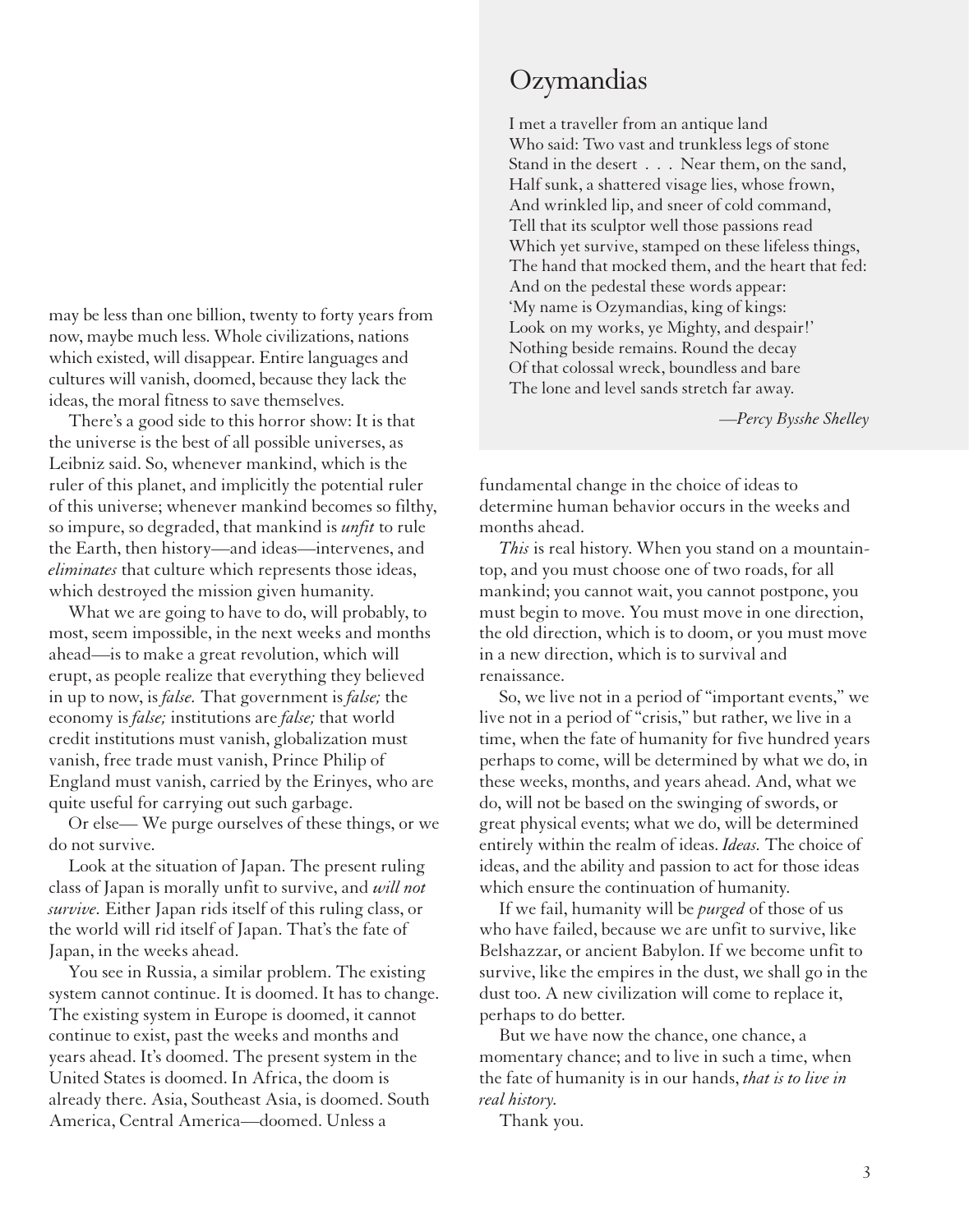may be less than one billion, twenty to forty years from now, maybe much less. Whole civilizations, nations which existed, will disappear. Entire languages and cultures will vanish, doomed, because they lack the ideas, the moral fitness to save themselves.

There's a good side to this horror show: It is that the universe is the best of all possible universes, as Leibniz said. So, whenever mankind, which is the ruler of this planet, and implicitly the potential ruler of this universe; whenever mankind becomes so filthy, so impure, so degraded, that mankind is *unfit* to rule the Earth, then history—and ideas—intervenes, and *eliminates* that culture which represents those ideas, which destroyed the mission given humanity.

What we are going to have to do, will probably, to most, seem impossible, in the next weeks and months ahead—is to make a great revolution, which will erupt, as people realize that everything they believed in up to now, is *false.* That government is *false;* the economy is *false;* institutions are *false;* that world credit institutions must vanish, globalization must vanish, free trade must vanish, Prince Philip of England must vanish, carried by the Erinyes, who are quite useful for carrying out such garbage.

Or else— We purge ourselves of these things, or we do not survive.

Look at the situation of Japan. The present ruling class of Japan is morally unfit to survive, and *will not survive.* Either Japan rids itself of this ruling class, or the world will rid itself of Japan. That's the fate of Japan, in the weeks ahead.

You see in Russia, a similar problem. The existing system cannot continue. It is doomed. It has to change. The existing system in Europe is doomed, it cannot continue to exist, past the weeks and months and years ahead. It's doomed. The present system in the United States is doomed. In Africa, the doom is already there. Asia, Southeast Asia, is doomed. South America, Central America—doomed. Unless a fundamental change in the choice of ideas to determine human behavior occurs in the weeks and months ahead.

*This* is real history. When you stand on a mountaintop, and you must choose one of two roads, for all mankind; you cannot wait, you cannot postpone, you must begin to move. You must move in one direction, the old direction, which is to doom, or you must move in a new direction, which is to survival and renaissance.

So, we live not in a period of "important events," we live not in a period of "crisis," but rather, we live in a time, when the fate of humanity for five hundred years perhaps to come, will be determined by what we do, in these weeks, months, and years ahead. And, what we do, will not be based on the swinging of swords, or great physical events; what we do, will be determined entirely within the realm of ideas. *Ideas.* The choice of ideas, and the ability and passion to act for those ideas which ensure the continuation of humanity.

If we fail, humanity will be *purged* of those of us who have failed, because we are unfit to survive, like Belshazzar, or ancient Babylon. If we become unfit to survive, like the empires in the dust, we shall go in the dust too. A new civilization will come to replace it, perhaps to do better.

But we have now the chance, one chance, a momentary chance; and to live in such a time, when the fate of humanity is in our hands, *that is to live in real history.*

Thank you.

## Ozymandias

I met a traveller from an antique land  
Who said: Two vast and trunkless legs of stone  
Stand in the desert . . . Near them, on the sand,  
Half sunk, a shattered visage lies, whose frown,  
And wrinkled lip, and sneer of cold command,  
Tell that its sculptor well those passions read  
Which yet survive, stamped on these lifeless things,  
The hand that mocked them, and the heart that fed:  
And on the pedestal these words appear:  
'My name is Ozymandias, king of kings:  
Look on my works, ye Mighty, and despair!'  
Nothing beside remains. Round the decay  
Of that colossal wreck, boundless and bare  
The lone and level sands stretch far away.

—*Percy Bysshe Shelley*